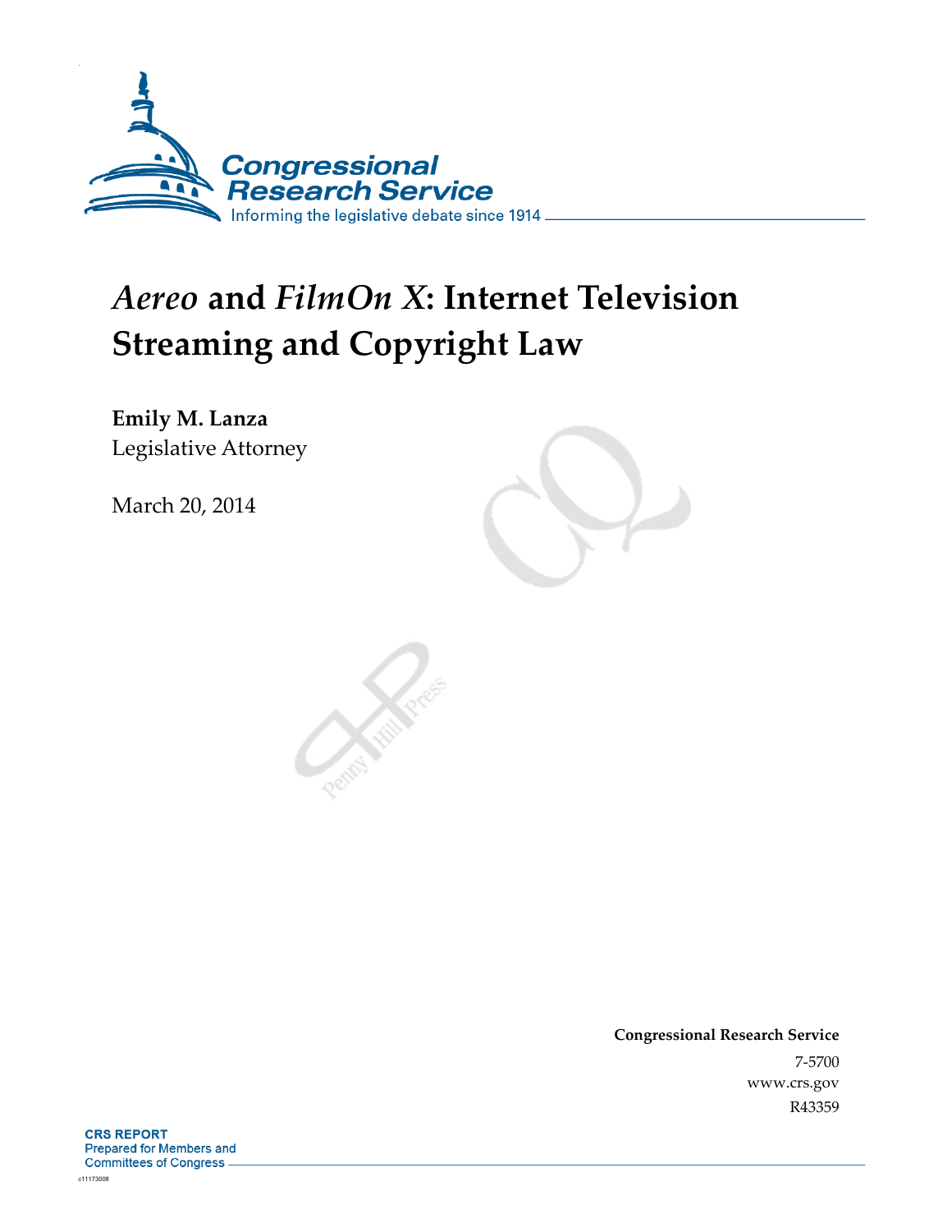Congressional Research Service

Informing the legislative debate since 1914

# *Aereo* and *FilmOn X*: Internet Television Streaming and Copyright Law

**Emily M. Lanza**
Legislative Attorney

March 20, 2014

**Congressional Research Service**
7-5700
www.crs.gov
R43359

**CRS REPORT**
Prepared for Members and
Committees of Congress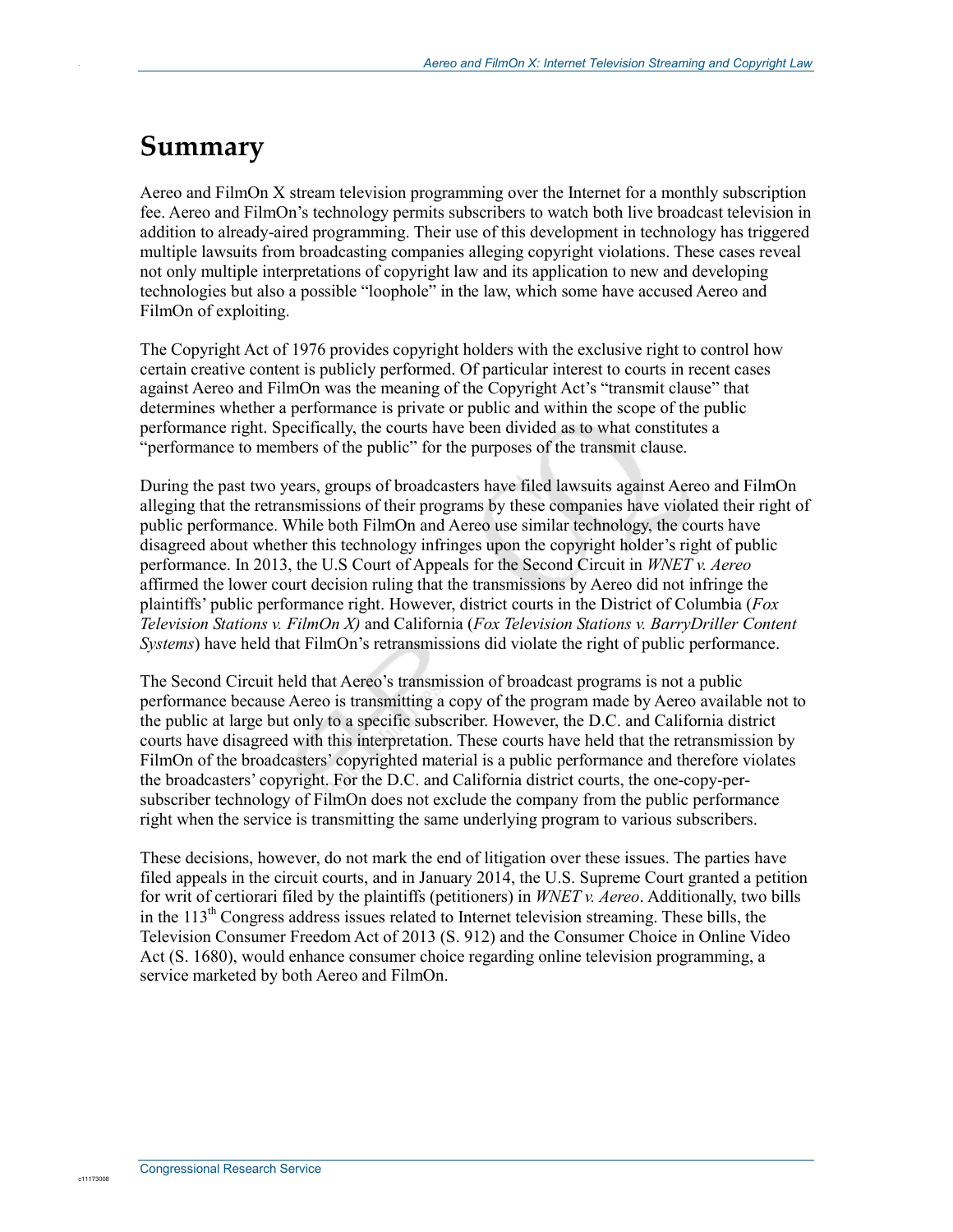# Summary

Aereo and FilmOn X stream television programming over the Internet for a monthly subscription fee. Aereo and FilmOn's technology permits subscribers to watch both live broadcast television in addition to already-aired programming. Their use of this development in technology has triggered multiple lawsuits from broadcasting companies alleging copyright violations. These cases reveal not only multiple interpretations of copyright law and its application to new and developing technologies but also a possible "loophole" in the law, which some have accused Aereo and FilmOn of exploiting.

The Copyright Act of 1976 provides copyright holders with the exclusive right to control how certain creative content is publicly performed. Of particular interest to courts in recent cases against Aereo and FilmOn was the meaning of the Copyright Act's "transmit clause" that determines whether a performance is private or public and within the scope of the public performance right. Specifically, the courts have been divided as to what constitutes a "performance to members of the public" for the purposes of the transmit clause.

During the past two years, groups of broadcasters have filed lawsuits against Aereo and FilmOn alleging that the retransmissions of their programs by these companies have violated their right of public performance. While both FilmOn and Aereo use similar technology, the courts have disagreed about whether this technology infringes upon the copyright holder's right of public performance. In 2013, the U.S Court of Appeals for the Second Circuit in *WNET v. Aereo* affirmed the lower court decision ruling that the transmissions by Aereo did not infringe the plaintiffs' public performance right. However, district courts in the District of Columbia (*Fox Television Stations v. FilmOn X)* and California (*Fox Television Stations v. BarryDriller Content Systems*) have held that FilmOn's retransmissions did violate the right of public performance.

The Second Circuit held that Aereo's transmission of broadcast programs is not a public performance because Aereo is transmitting a copy of the program made by Aereo available not to the public at large but only to a specific subscriber. However, the D.C. and California district courts have disagreed with this interpretation. These courts have held that the retransmission by FilmOn of the broadcasters' copyrighted material is a public performance and therefore violates the broadcasters' copyright. For the D.C. and California district courts, the one-copy-per-subscriber technology of FilmOn does not exclude the company from the public performance right when the service is transmitting the same underlying program to various subscribers.

These decisions, however, do not mark the end of litigation over these issues. The parties have filed appeals in the circuit courts, and in January 2014, the U.S. Supreme Court granted a petition for writ of certiorari filed by the plaintiffs (petitioners) in *WNET v. Aereo*. Additionally, two bills in the 113th Congress address issues related to Internet television streaming. These bills, the Television Consumer Freedom Act of 2013 (S. 912) and the Consumer Choice in Online Video Act (S. 1680), would enhance consumer choice regarding online television programming, a service marketed by both Aereo and FilmOn.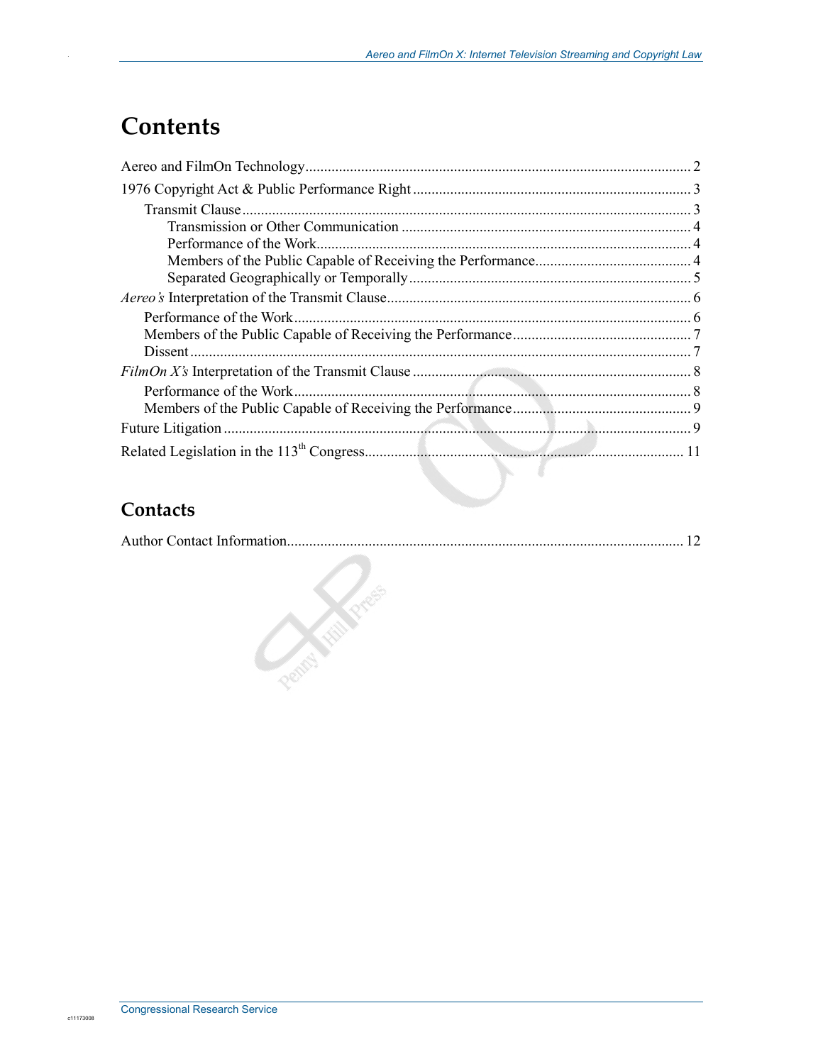# Contents

Aereo and FilmOn Technology ........................................................................................................ 2

1976 Copyright Act & Public Performance Right .......................................................................... 3

- Transmit Clause ........................................................................................................................ 3
  - Transmission or Other Communication ............................................................................. 4
  - Performance of the Work.................................................................................................... 4
  - Members of the Public Capable of Receiving the Performance.......................................... 4
  - Separated Geographically or Temporally ........................................................................... 5

*Aereo's* Interpretation of the Transmit Clause................................................................................. 6

- Performance of the Work.......................................................................................................... 6
- Members of the Public Capable of Receiving the Performance................................................ 7
- Dissent ...................................................................................................................................... 7

*FilmOn X's* Interpretation of the Transmit Clause .......................................................................... 8

- Performance of the Work.......................................................................................................... 8
- Members of the Public Capable of Receiving the Performance................................................ 9

Future Litigation ............................................................................................................................ 9

Related Legislation in the 113th Congress..................................................................................... 11

## Contacts

Author Contact Information.......................................................................................................... 12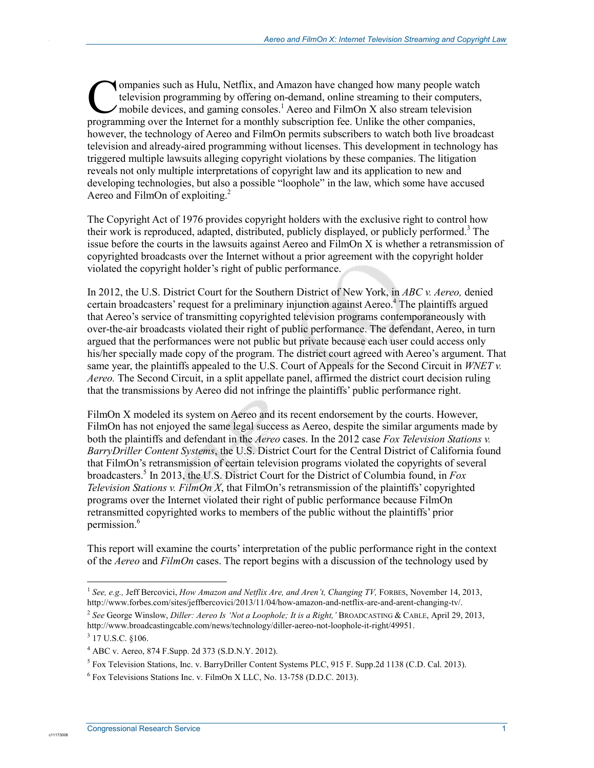Companies such as Hulu, Netflix, and Amazon have changed how many people watch television programming by offering on-demand, online streaming to their computers, mobile devices, and gaming consoles.[1] Aereo and FilmOn X also stream television programming over the Internet for a monthly subscription fee. Unlike the other companies, however, the technology of Aereo and FilmOn permits subscribers to watch both live broadcast television and already-aired programming without licenses. This development in technology has triggered multiple lawsuits alleging copyright violations by these companies. The litigation reveals not only multiple interpretations of copyright law and its application to new and developing technologies, but also a possible "loophole" in the law, which some have accused Aereo and FilmOn of exploiting.[2]

The Copyright Act of 1976 provides copyright holders with the exclusive right to control how their work is reproduced, adapted, distributed, publicly displayed, or publicly performed.[3] The issue before the courts in the lawsuits against Aereo and FilmOn X is whether a retransmission of copyrighted broadcasts over the Internet without a prior agreement with the copyright holder violated the copyright holder's right of public performance.

In 2012, the U.S. District Court for the Southern District of New York, in *ABC v. Aereo,* denied certain broadcasters' request for a preliminary injunction against Aereo.[4] The plaintiffs argued that Aereo's service of transmitting copyrighted television programs contemporaneously with over-the-air broadcasts violated their right of public performance. The defendant, Aereo, in turn argued that the performances were not public but private because each user could access only his/her specially made copy of the program. The district court agreed with Aereo's argument. That same year, the plaintiffs appealed to the U.S. Court of Appeals for the Second Circuit in *WNET v. Aereo.* The Second Circuit, in a split appellate panel, affirmed the district court decision ruling that the transmissions by Aereo did not infringe the plaintiffs' public performance right.

FilmOn X modeled its system on Aereo and its recent endorsement by the courts. However, FilmOn has not enjoyed the same legal success as Aereo, despite the similar arguments made by both the plaintiffs and defendant in the *Aereo* cases. In the 2012 case *Fox Television Stations v. BarryDriller Content Systems*, the U.S. District Court for the Central District of California found that FilmOn's retransmission of certain television programs violated the copyrights of several broadcasters.[5] In 2013, the U.S. District Court for the District of Columbia found, in *Fox Television Stations v. FilmOn X*, that FilmOn's retransmission of the plaintiffs' copyrighted programs over the Internet violated their right of public performance because FilmOn retransmitted copyrighted works to members of the public without the plaintiffs' prior permission.[6]

This report will examine the courts' interpretation of the public performance right in the context of the *Aereo* and *FilmOn* cases. The report begins with a discussion of the technology used by

---

[1] *See, e.g.,* Jeff Bercovici, *How Amazon and Netflix Are, and Aren't, Changing TV,* FORBES, November 14, 2013, http://www.forbes.com/sites/jeffbercovici/2013/11/04/how-amazon-and-netflix-are-and-arent-changing-tv/.

[2] *See* George Winslow, *Diller: Aereo Is 'Not a Loophole; It is a Right,'* BROADCASTING & CABLE, April 29, 2013, http://www.broadcastingcable.com/news/technology/diller-aereo-not-loophole-it-right/49951.

[3] 17 U.S.C. §106.

[4] ABC v. Aereo, 874 F.Supp. 2d 373 (S.D.N.Y. 2012).

[5] Fox Television Stations, Inc. v. BarryDriller Content Systems PLC, 915 F. Supp.2d 1138 (C.D. Cal. 2013).

[6] Fox Televisions Stations Inc. v. FilmOn X LLC, No. 13-758 (D.D.C. 2013).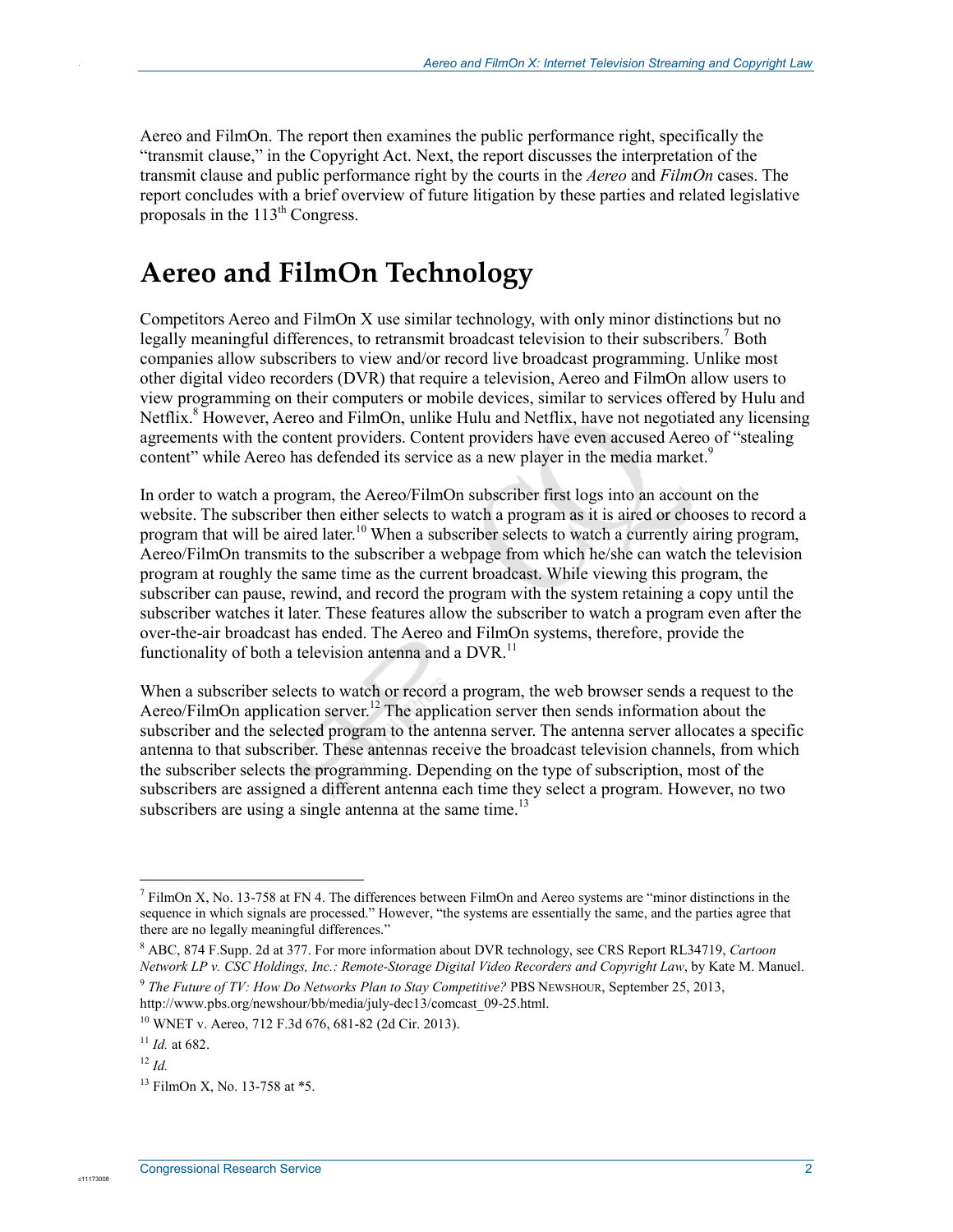Aereo and FilmOn. The report then examines the public performance right, specifically the "transmit clause," in the Copyright Act. Next, the report discusses the interpretation of the transmit clause and public performance right by the courts in the *Aereo* and *FilmOn* cases. The report concludes with a brief overview of future litigation by these parties and related legislative proposals in the 113th Congress.

## Aereo and FilmOn Technology

Competitors Aereo and FilmOn X use similar technology, with only minor distinctions but no legally meaningful differences, to retransmit broadcast television to their subscribers.[7] Both companies allow subscribers to view and/or record live broadcast programming. Unlike most other digital video recorders (DVR) that require a television, Aereo and FilmOn allow users to view programming on their computers or mobile devices, similar to services offered by Hulu and Netflix.[8] However, Aereo and FilmOn, unlike Hulu and Netflix, have not negotiated any licensing agreements with the content providers. Content providers have even accused Aereo of "stealing content" while Aereo has defended its service as a new player in the media market.[9]

In order to watch a program, the Aereo/FilmOn subscriber first logs into an account on the website. The subscriber then either selects to watch a program as it is aired or chooses to record a program that will be aired later.[10] When a subscriber selects to watch a currently airing program, Aereo/FilmOn transmits to the subscriber a webpage from which he/she can watch the television program at roughly the same time as the current broadcast. While viewing this program, the subscriber can pause, rewind, and record the program with the system retaining a copy until the subscriber watches it later. These features allow the subscriber to watch a program even after the over-the-air broadcast has ended. The Aereo and FilmOn systems, therefore, provide the functionality of both a television antenna and a DVR.[11]

When a subscriber selects to watch or record a program, the web browser sends a request to the Aereo/FilmOn application server.[12] The application server then sends information about the subscriber and the selected program to the antenna server. The antenna server allocates a specific antenna to that subscriber. These antennas receive the broadcast television channels, from which the subscriber selects the programming. Depending on the type of subscription, most of the subscribers are assigned a different antenna each time they select a program. However, no two subscribers are using a single antenna at the same time.[13]

---

[7] FilmOn X, No. 13-758 at FN 4. The differences between FilmOn and Aereo systems are "minor distinctions in the sequence in which signals are processed." However, "the systems are essentially the same, and the parties agree that there are no legally meaningful differences."

[8] ABC, 874 F.Supp. 2d at 377. For more information about DVR technology, see CRS Report RL34719, *Cartoon Network LP v. CSC Holdings, Inc.: Remote-Storage Digital Video Recorders and Copyright Law*, by Kate M. Manuel.

[9] *The Future of TV: How Do Networks Plan to Stay Competitive?* PBS NEWSHOUR, September 25, 2013, http://www.pbs.org/newshour/bb/media/july-dec13/comcast_09-25.html.

[10] WNET v. Aereo, 712 F.3d 676, 681-82 (2d Cir. 2013).

[11] *Id.* at 682.

[12] *Id.*

[13] FilmOn X, No. 13-758 at *5.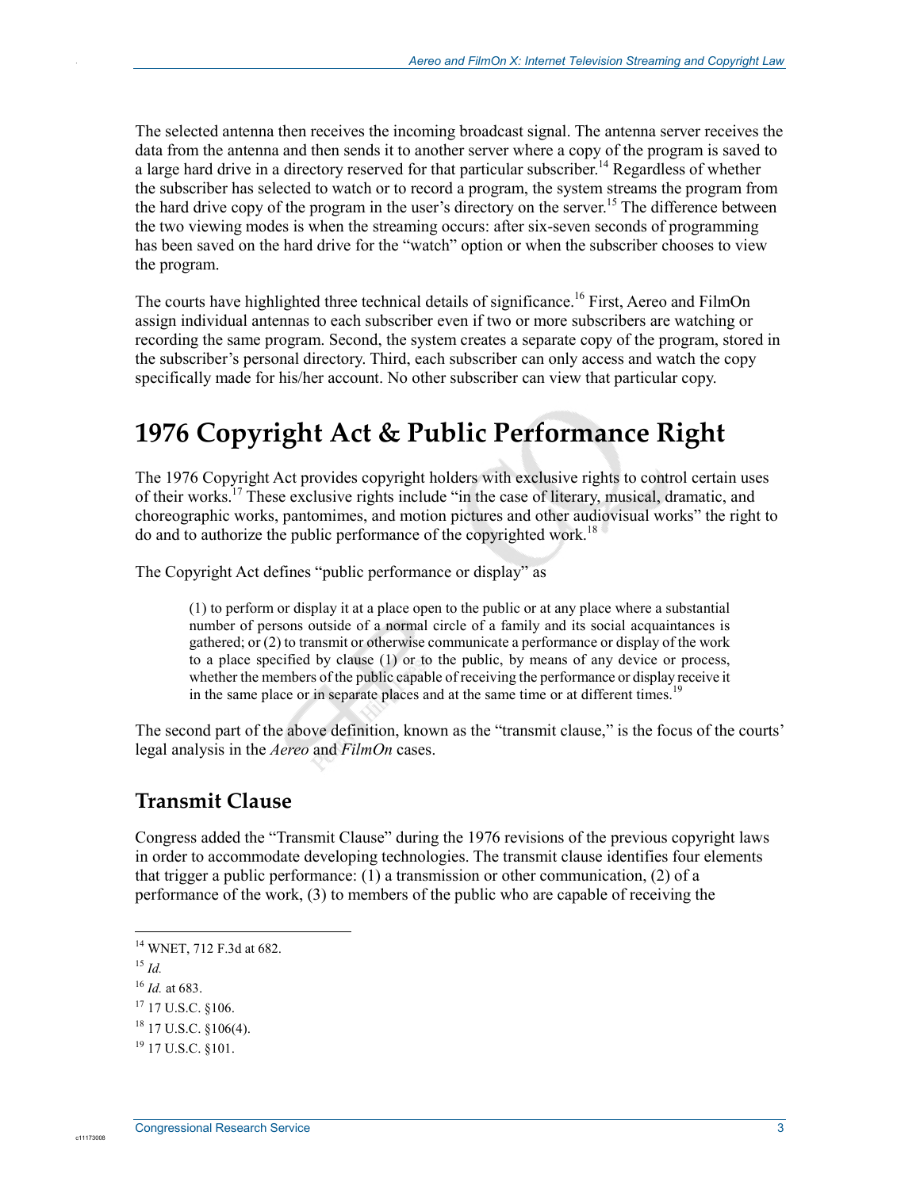The selected antenna then receives the incoming broadcast signal. The antenna server receives the data from the antenna and then sends it to another server where a copy of the program is saved to a large hard drive in a directory reserved for that particular subscriber.[14] Regardless of whether the subscriber has selected to watch or to record a program, the system streams the program from the hard drive copy of the program in the user's directory on the server.[15] The difference between the two viewing modes is when the streaming occurs: after six-seven seconds of programming has been saved on the hard drive for the "watch" option or when the subscriber chooses to view the program.

The courts have highlighted three technical details of significance.[16] First, Aereo and FilmOn assign individual antennas to each subscriber even if two or more subscribers are watching or recording the same program. Second, the system creates a separate copy of the program, stored in the subscriber's personal directory. Third, each subscriber can only access and watch the copy specifically made for his/her account. No other subscriber can view that particular copy.

# 1976 Copyright Act & Public Performance Right

The 1976 Copyright Act provides copyright holders with exclusive rights to control certain uses of their works.[17] These exclusive rights include "in the case of literary, musical, dramatic, and choreographic works, pantomimes, and motion pictures and other audiovisual works" the right to do and to authorize the public performance of the copyrighted work.[18]

The Copyright Act defines "public performance or display" as

> (1) to perform or display it at a place open to the public or at any place where a substantial number of persons outside of a normal circle of a family and its social acquaintances is gathered; or (2) to transmit or otherwise communicate a performance or display of the work to a place specified by clause (1) or to the public, by means of any device or process, whether the members of the public capable of receiving the performance or display receive it in the same place or in separate places and at the same time or at different times.[19]

The second part of the above definition, known as the "transmit clause," is the focus of the courts' legal analysis in the *Aereo* and *FilmOn* cases.

## Transmit Clause

Congress added the "Transmit Clause" during the 1976 revisions of the previous copyright laws in order to accommodate developing technologies. The transmit clause identifies four elements that trigger a public performance: (1) a transmission or other communication, (2) of a performance of the work, (3) to members of the public who are capable of receiving the

---

[14] WNET, 712 F.3d at 682.

[15] *Id.*

[16] *Id.* at 683.

[17] 17 U.S.C. §106.

[18] 17 U.S.C. §106(4).

[19] 17 U.S.C. §101.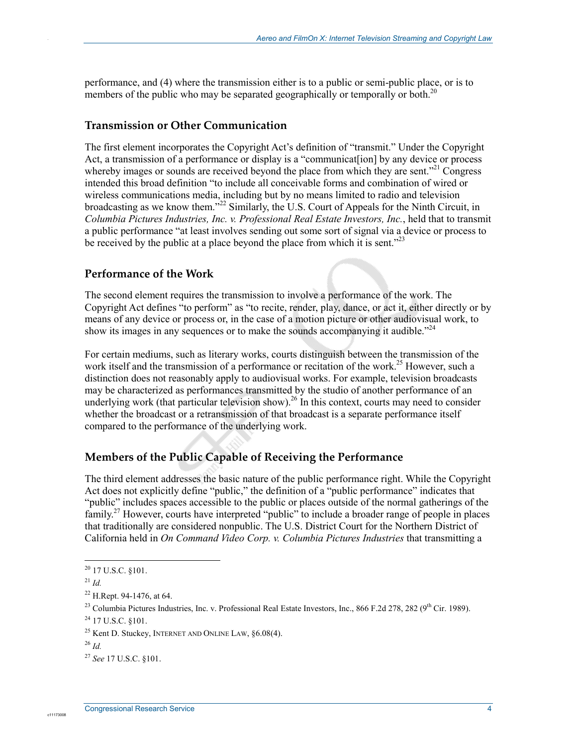performance, and (4) where the transmission either is to a public or semi-public place, or is to members of the public who may be separated geographically or temporally or both.[20]

### Transmission or Other Communication

The first element incorporates the Copyright Act's definition of "transmit." Under the Copyright Act, a transmission of a performance or display is a "communicat[ion] by any device or process whereby images or sounds are received beyond the place from which they are sent."[21] Congress intended this broad definition "to include all conceivable forms and combination of wired or wireless communications media, including but by no means limited to radio and television broadcasting as we know them."[22] Similarly, the U.S. Court of Appeals for the Ninth Circuit, in *Columbia Pictures Industries, Inc. v. Professional Real Estate Investors, Inc.*, held that to transmit a public performance "at least involves sending out some sort of signal via a device or process to be received by the public at a place beyond the place from which it is sent."[23]

### Performance of the Work

The second element requires the transmission to involve a performance of the work. The Copyright Act defines "to perform" as "to recite, render, play, dance, or act it, either directly or by means of any device or process or, in the case of a motion picture or other audiovisual work, to show its images in any sequences or to make the sounds accompanying it audible."[24]

For certain mediums, such as literary works, courts distinguish between the transmission of the work itself and the transmission of a performance or recitation of the work.[25] However, such a distinction does not reasonably apply to audiovisual works. For example, television broadcasts may be characterized as performances transmitted by the studio of another performance of an underlying work (that particular television show).[26] In this context, courts may need to consider whether the broadcast or a retransmission of that broadcast is a separate performance itself compared to the performance of the underlying work.

### Members of the Public Capable of Receiving the Performance

The third element addresses the basic nature of the public performance right. While the Copyright Act does not explicitly define "public," the definition of a "public performance" indicates that "public" includes spaces accessible to the public or places outside of the normal gatherings of the family.[27] However, courts have interpreted "public" to include a broader range of people in places that traditionally are considered nonpublic. The U.S. District Court for the Northern District of California held in *On Command Video Corp. v. Columbia Pictures Industries* that transmitting a

---

[20] 17 U.S.C. §101.

[21] *Id.*

[22] H.Rept. 94-1476, at 64.

[23] Columbia Pictures Industries, Inc. v. Professional Real Estate Investors, Inc., 866 F.2d 278, 282 (9th Cir. 1989).

[24] 17 U.S.C. §101.

[25] Kent D. Stuckey, INTERNET AND ONLINE LAW, §6.08(4).

[26] *Id.*

[27] *See* 17 U.S.C. §101.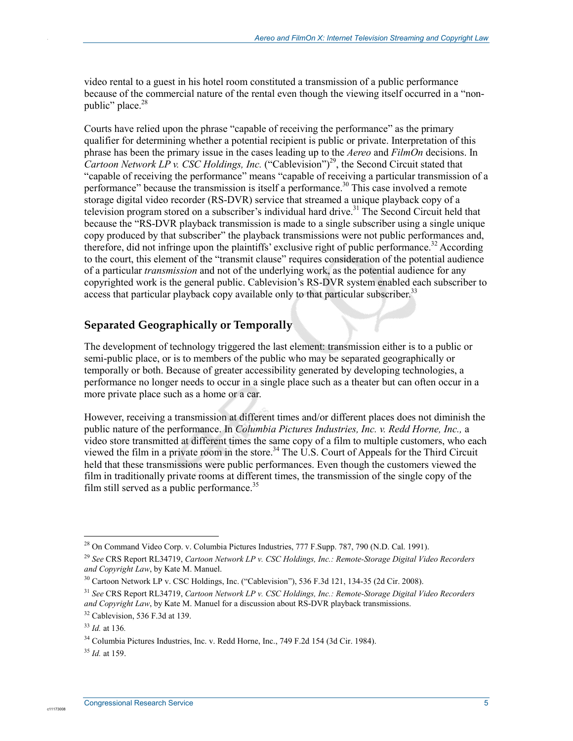video rental to a guest in his hotel room constituted a transmission of a public performance because of the commercial nature of the rental even though the viewing itself occurred in a "non-public" place.[28]

Courts have relied upon the phrase "capable of receiving the performance" as the primary qualifier for determining whether a potential recipient is public or private. Interpretation of this phrase has been the primary issue in the cases leading up to the *Aereo* and *FilmOn* decisions. In *Cartoon Network LP v. CSC Holdings, Inc.* ("Cablevision")[29], the Second Circuit stated that "capable of receiving the performance" means "capable of receiving a particular transmission of a performance" because the transmission is itself a performance.[30] This case involved a remote storage digital video recorder (RS-DVR) service that streamed a unique playback copy of a television program stored on a subscriber's individual hard drive.[31] The Second Circuit held that because the "RS-DVR playback transmission is made to a single subscriber using a single unique copy produced by that subscriber" the playback transmissions were not public performances and, therefore, did not infringe upon the plaintiffs' exclusive right of public performance.[32] According to the court, this element of the "transmit clause" requires consideration of the potential audience of a particular *transmission* and not of the underlying work, as the potential audience for any copyrighted work is the general public. Cablevision's RS-DVR system enabled each subscriber to access that particular playback copy available only to that particular subscriber.[33]

## Separated Geographically or Temporally

The development of technology triggered the last element: transmission either is to a public or semi-public place, or is to members of the public who may be separated geographically or temporally or both. Because of greater accessibility generated by developing technologies, a performance no longer needs to occur in a single place such as a theater but can often occur in a more private place such as a home or a car.

However, receiving a transmission at different times and/or different places does not diminish the public nature of the performance. In *Columbia Pictures Industries, Inc. v. Redd Horne, Inc.,* a video store transmitted at different times the same copy of a film to multiple customers, who each viewed the film in a private room in the store.[34] The U.S. Court of Appeals for the Third Circuit held that these transmissions were public performances. Even though the customers viewed the film in traditionally private rooms at different times, the transmission of the single copy of the film still served as a public performance.[35]

---

[28] On Command Video Corp. v. Columbia Pictures Industries, 777 F.Supp. 787, 790 (N.D. Cal. 1991).

[29] *See* CRS Report RL34719, *Cartoon Network LP v. CSC Holdings, Inc.: Remote-Storage Digital Video Recorders and Copyright Law*, by Kate M. Manuel.

[30] Cartoon Network LP v. CSC Holdings, Inc. ("Cablevision"), 536 F.3d 121, 134-35 (2d Cir. 2008).

[31] *See* CRS Report RL34719, *Cartoon Network LP v. CSC Holdings, Inc.: Remote-Storage Digital Video Recorders and Copyright Law*, by Kate M. Manuel for a discussion about RS-DVR playback transmissions.

[32] Cablevision, 536 F.3d at 139.

[33] *Id.* at 136.

[34] Columbia Pictures Industries, Inc. v. Redd Horne, Inc., 749 F.2d 154 (3d Cir. 1984).

[35] *Id.* at 159.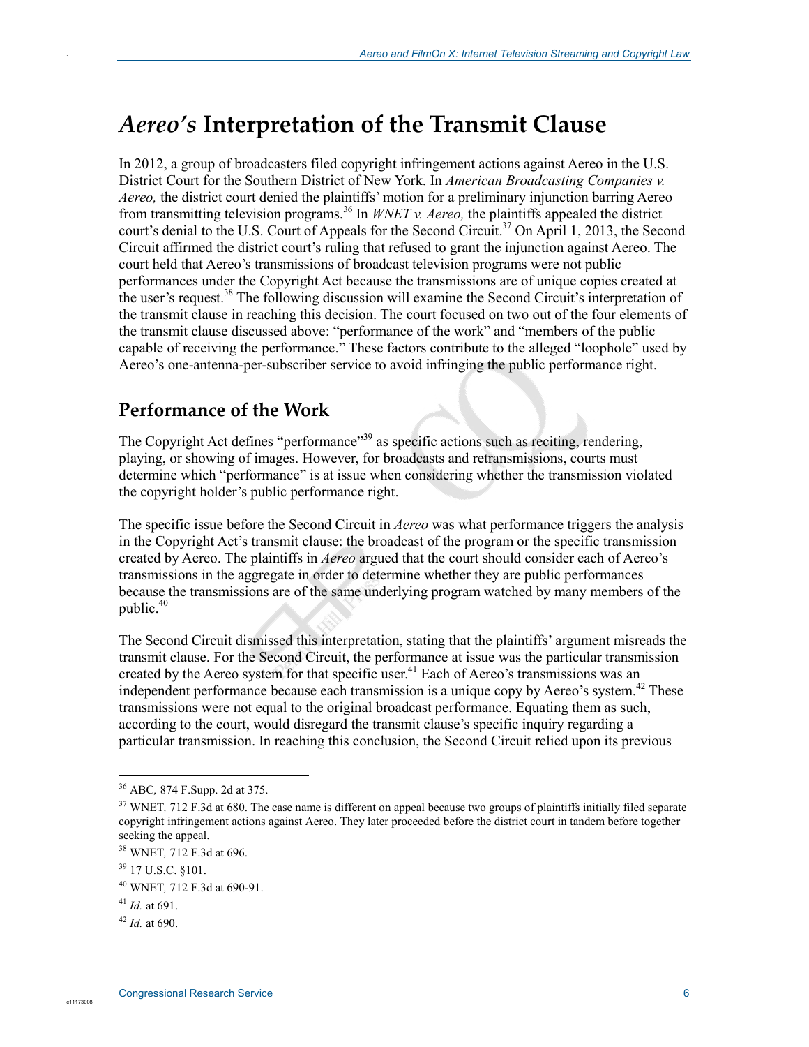# *Aereo's* Interpretation of the Transmit Clause

In 2012, a group of broadcasters filed copyright infringement actions against Aereo in the U.S. District Court for the Southern District of New York. In *American Broadcasting Companies v. Aereo,* the district court denied the plaintiffs' motion for a preliminary injunction barring Aereo from transmitting television programs.[36] In *WNET v. Aereo,* the plaintiffs appealed the district court's denial to the U.S. Court of Appeals for the Second Circuit.[37] On April 1, 2013, the Second Circuit affirmed the district court's ruling that refused to grant the injunction against Aereo. The court held that Aereo's transmissions of broadcast television programs were not public performances under the Copyright Act because the transmissions are of unique copies created at the user's request.[38] The following discussion will examine the Second Circuit's interpretation of the transmit clause in reaching this decision. The court focused on two out of the four elements of the transmit clause discussed above: "performance of the work" and "members of the public capable of receiving the performance." These factors contribute to the alleged "loophole" used by Aereo's one-antenna-per-subscriber service to avoid infringing the public performance right.

## Performance of the Work

The Copyright Act defines "performance"[39] as specific actions such as reciting, rendering, playing, or showing of images. However, for broadcasts and retransmissions, courts must determine which "performance" is at issue when considering whether the transmission violated the copyright holder's public performance right.

The specific issue before the Second Circuit in *Aereo* was what performance triggers the analysis in the Copyright Act's transmit clause: the broadcast of the program or the specific transmission created by Aereo. The plaintiffs in *Aereo* argued that the court should consider each of Aereo's transmissions in the aggregate in order to determine whether they are public performances because the transmissions are of the same underlying program watched by many members of the public.[40]

The Second Circuit dismissed this interpretation, stating that the plaintiffs' argument misreads the transmit clause. For the Second Circuit, the performance at issue was the particular transmission created by the Aereo system for that specific user.[41] Each of Aereo's transmissions was an independent performance because each transmission is a unique copy by Aereo's system.[42] These transmissions were not equal to the original broadcast performance. Equating them as such, according to the court, would disregard the transmit clause's specific inquiry regarding a particular transmission. In reaching this conclusion, the Second Circuit relied upon its previous

---

[36] ABC*,* 874 F.Supp. 2d at 375.

[37] WNET*,* 712 F.3d at 680. The case name is different on appeal because two groups of plaintiffs initially filed separate copyright infringement actions against Aereo. They later proceeded before the district court in tandem before together seeking the appeal.

[38] WNET*,* 712 F.3d at 696.

[39] 17 U.S.C. §101.

[40] WNET*,* 712 F.3d at 690-91.

[41] *Id.* at 691.

[42] *Id.* at 690.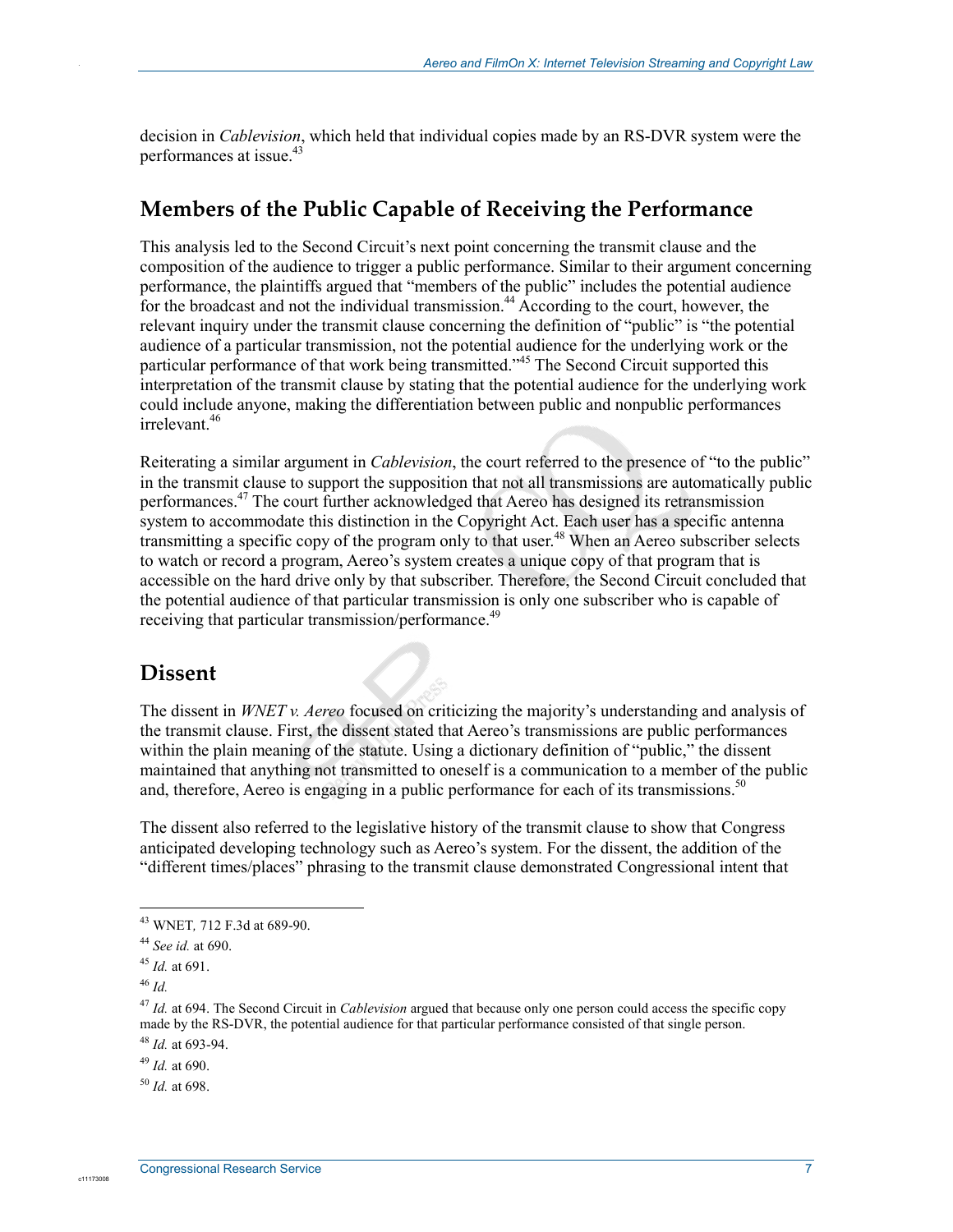decision in *Cablevision*, which held that individual copies made by an RS-DVR system were the performances at issue.[43]

## Members of the Public Capable of Receiving the Performance

This analysis led to the Second Circuit's next point concerning the transmit clause and the composition of the audience to trigger a public performance. Similar to their argument concerning performance, the plaintiffs argued that "members of the public" includes the potential audience for the broadcast and not the individual transmission.[44] According to the court, however, the relevant inquiry under the transmit clause concerning the definition of "public" is "the potential audience of a particular transmission, not the potential audience for the underlying work or the particular performance of that work being transmitted."[45] The Second Circuit supported this interpretation of the transmit clause by stating that the potential audience for the underlying work could include anyone, making the differentiation between public and nonpublic performances irrelevant.[46]

Reiterating a similar argument in *Cablevision*, the court referred to the presence of "to the public" in the transmit clause to support the supposition that not all transmissions are automatically public performances.[47] The court further acknowledged that Aereo has designed its retransmission system to accommodate this distinction in the Copyright Act. Each user has a specific antenna transmitting a specific copy of the program only to that user.[48] When an Aereo subscriber selects to watch or record a program, Aereo's system creates a unique copy of that program that is accessible on the hard drive only by that subscriber. Therefore, the Second Circuit concluded that the potential audience of that particular transmission is only one subscriber who is capable of receiving that particular transmission/performance.[49]

## Dissent

The dissent in *WNET v. Aereo* focused on criticizing the majority's understanding and analysis of the transmit clause. First, the dissent stated that Aereo's transmissions are public performances within the plain meaning of the statute. Using a dictionary definition of "public," the dissent maintained that anything not transmitted to oneself is a communication to a member of the public and, therefore, Aereo is engaging in a public performance for each of its transmissions.[50]

The dissent also referred to the legislative history of the transmit clause to show that Congress anticipated developing technology such as Aereo's system. For the dissent, the addition of the "different times/places" phrasing to the transmit clause demonstrated Congressional intent that

---

[43] WNET*,* 712 F.3d at 689-90.

[44] *See id.* at 690.

[45] *Id.* at 691.

[46] *Id.*

[47] *Id.* at 694. The Second Circuit in *Cablevision* argued that because only one person could access the specific copy made by the RS-DVR, the potential audience for that particular performance consisted of that single person.

[48] *Id.* at 693-94.

[49] *Id.* at 690.

[50] *Id.* at 698.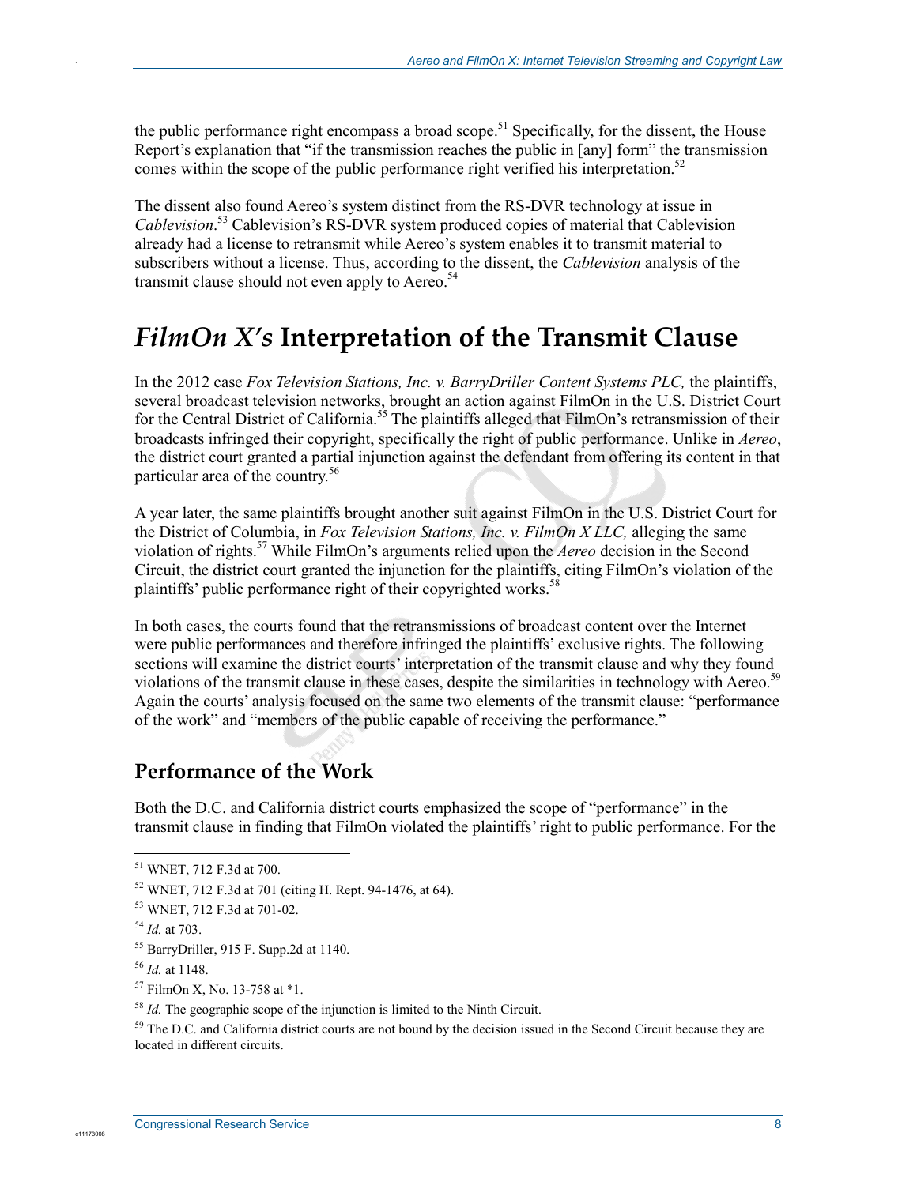the public performance right encompass a broad scope.[51] Specifically, for the dissent, the House Report's explanation that "if the transmission reaches the public in [any] form" the transmission comes within the scope of the public performance right verified his interpretation.[52]

The dissent also found Aereo's system distinct from the RS-DVR technology at issue in *Cablevision*.[53] Cablevision's RS-DVR system produced copies of material that Cablevision already had a license to retransmit while Aereo's system enables it to transmit material to subscribers without a license. Thus, according to the dissent, the *Cablevision* analysis of the transmit clause should not even apply to Aereo.[54]

# *FilmOn X's* Interpretation of the Transmit Clause

In the 2012 case *Fox Television Stations, Inc. v. BarryDriller Content Systems PLC,* the plaintiffs, several broadcast television networks, brought an action against FilmOn in the U.S. District Court for the Central District of California.[55] The plaintiffs alleged that FilmOn's retransmission of their broadcasts infringed their copyright, specifically the right of public performance. Unlike in *Aereo*, the district court granted a partial injunction against the defendant from offering its content in that particular area of the country.[56]

A year later, the same plaintiffs brought another suit against FilmOn in the U.S. District Court for the District of Columbia, in *Fox Television Stations, Inc. v. FilmOn X LLC,* alleging the same violation of rights.[57] While FilmOn's arguments relied upon the *Aereo* decision in the Second Circuit, the district court granted the injunction for the plaintiffs, citing FilmOn's violation of the plaintiffs' public performance right of their copyrighted works.[58]

In both cases, the courts found that the retransmissions of broadcast content over the Internet were public performances and therefore infringed the plaintiffs' exclusive rights. The following sections will examine the district courts' interpretation of the transmit clause and why they found violations of the transmit clause in these cases, despite the similarities in technology with Aereo.[59] Again the courts' analysis focused on the same two elements of the transmit clause: "performance of the work" and "members of the public capable of receiving the performance."

## Performance of the Work

Both the D.C. and California district courts emphasized the scope of "performance" in the transmit clause in finding that FilmOn violated the plaintiffs' right to public performance. For the

---

[51] WNET, 712 F.3d at 700.

[52] WNET, 712 F.3d at 701 (citing H. Rept. 94-1476, at 64).

[53] WNET, 712 F.3d at 701-02.

[54] *Id.* at 703.

[55] BarryDriller, 915 F. Supp.2d at 1140.

[56] *Id.* at 1148.

[57] FilmOn X, No. 13-758 at *1.

[58] *Id.* The geographic scope of the injunction is limited to the Ninth Circuit.

[59] The D.C. and California district courts are not bound by the decision issued in the Second Circuit because they are located in different circuits.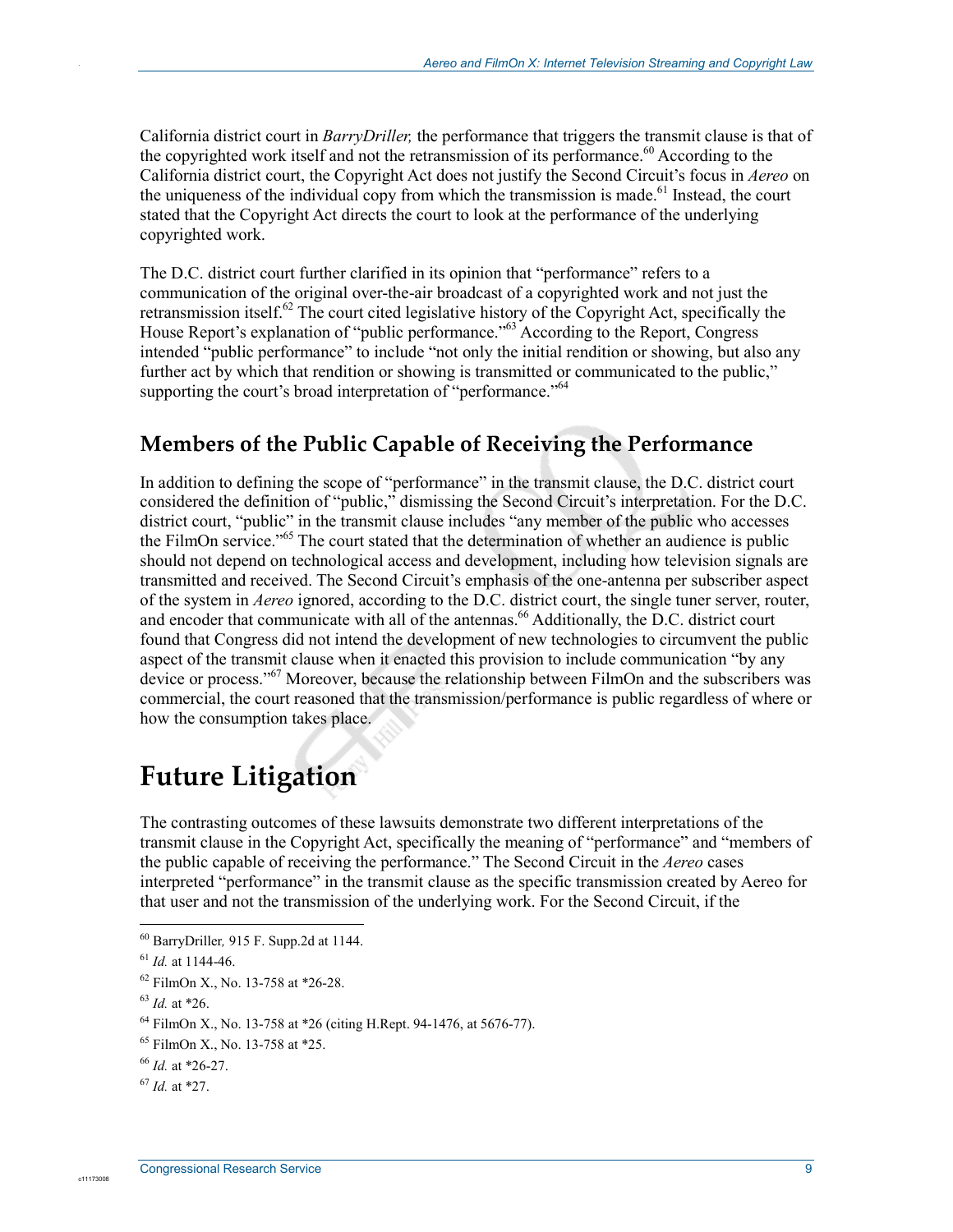California district court in *BarryDriller,* the performance that triggers the transmit clause is that of the copyrighted work itself and not the retransmission of its performance.[60] According to the California district court, the Copyright Act does not justify the Second Circuit's focus in *Aereo* on the uniqueness of the individual copy from which the transmission is made.[61] Instead, the court stated that the Copyright Act directs the court to look at the performance of the underlying copyrighted work.

The D.C. district court further clarified in its opinion that "performance" refers to a communication of the original over-the-air broadcast of a copyrighted work and not just the retransmission itself.[62] The court cited legislative history of the Copyright Act, specifically the House Report's explanation of "public performance."[63] According to the Report, Congress intended "public performance" to include "not only the initial rendition or showing, but also any further act by which that rendition or showing is transmitted or communicated to the public," supporting the court's broad interpretation of "performance."[64]

### Members of the Public Capable of Receiving the Performance

In addition to defining the scope of "performance" in the transmit clause, the D.C. district court considered the definition of "public," dismissing the Second Circuit's interpretation. For the D.C. district court, "public" in the transmit clause includes "any member of the public who accesses the FilmOn service."[65] The court stated that the determination of whether an audience is public should not depend on technological access and development, including how television signals are transmitted and received. The Second Circuit's emphasis of the one-antenna per subscriber aspect of the system in *Aereo* ignored, according to the D.C. district court, the single tuner server, router, and encoder that communicate with all of the antennas.[66] Additionally, the D.C. district court found that Congress did not intend the development of new technologies to circumvent the public aspect of the transmit clause when it enacted this provision to include communication "by any device or process."[67] Moreover, because the relationship between FilmOn and the subscribers was commercial, the court reasoned that the transmission/performance is public regardless of where or how the consumption takes place.

## Future Litigation

The contrasting outcomes of these lawsuits demonstrate two different interpretations of the transmit clause in the Copyright Act, specifically the meaning of "performance" and "members of the public capable of receiving the performance." The Second Circuit in the *Aereo* cases interpreted "performance" in the transmit clause as the specific transmission created by Aereo for that user and not the transmission of the underlying work. For the Second Circuit, if the

[60] BarryDriller*,* 915 F. Supp.2d at 1144.

[61] *Id.* at 1144-46.

[62] FilmOn X., No. 13-758 at *26-28.

[63] *Id.* at *26.

[64] FilmOn X., No. 13-758 at *26 (citing H.Rept. 94-1476, at 5676-77).

[65] FilmOn X., No. 13-758 at *25.

[66] *Id.* at *26-27.

[67] *Id.* at *27.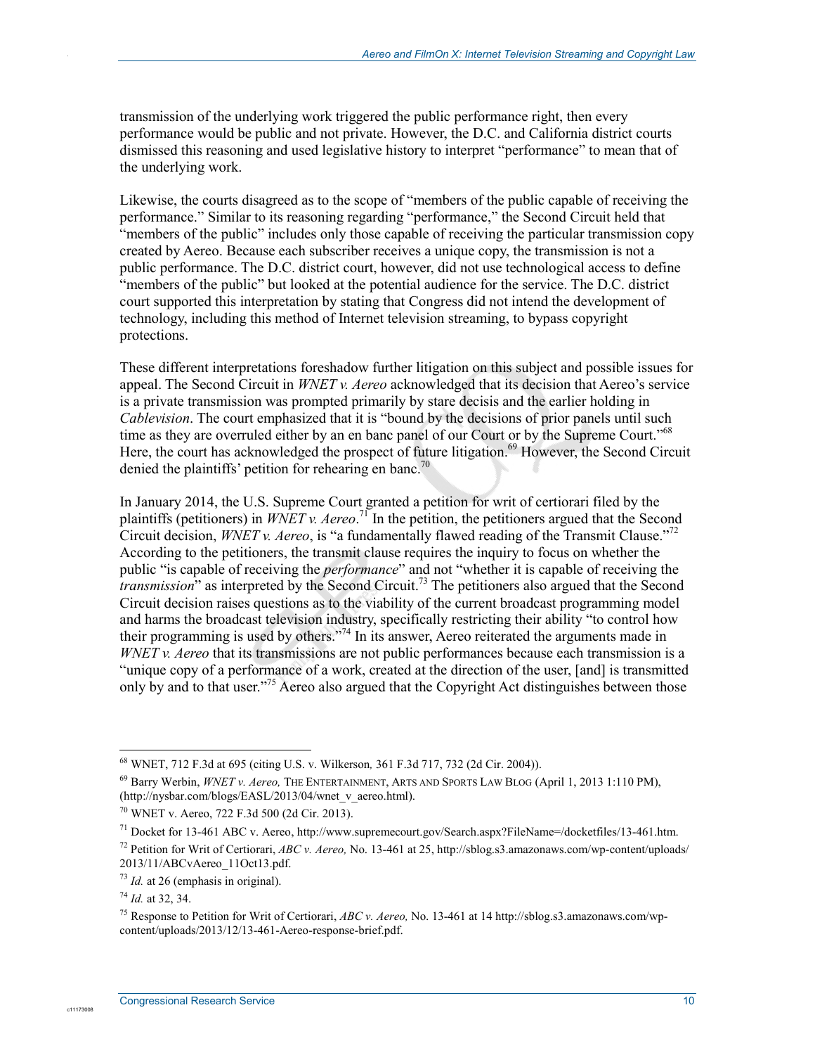transmission of the underlying work triggered the public performance right, then every performance would be public and not private. However, the D.C. and California district courts dismissed this reasoning and used legislative history to interpret "performance" to mean that of the underlying work.

Likewise, the courts disagreed as to the scope of "members of the public capable of receiving the performance." Similar to its reasoning regarding "performance," the Second Circuit held that "members of the public" includes only those capable of receiving the particular transmission copy created by Aereo. Because each subscriber receives a unique copy, the transmission is not a public performance. The D.C. district court, however, did not use technological access to define "members of the public" but looked at the potential audience for the service. The D.C. district court supported this interpretation by stating that Congress did not intend the development of technology, including this method of Internet television streaming, to bypass copyright protections.

These different interpretations foreshadow further litigation on this subject and possible issues for appeal. The Second Circuit in *WNET v. Aereo* acknowledged that its decision that Aereo's service is a private transmission was prompted primarily by stare decisis and the earlier holding in *Cablevision*. The court emphasized that it is "bound by the decisions of prior panels until such time as they are overruled either by an en banc panel of our Court or by the Supreme Court."[68] Here, the court has acknowledged the prospect of future litigation.[69] However, the Second Circuit denied the plaintiffs' petition for rehearing en banc.[70]

In January 2014, the U.S. Supreme Court granted a petition for writ of certiorari filed by the plaintiffs (petitioners) in *WNET v. Aereo*.[71] In the petition, the petitioners argued that the Second Circuit decision, *WNET v. Aereo*, is "a fundamentally flawed reading of the Transmit Clause."[72] According to the petitioners, the transmit clause requires the inquiry to focus on whether the public "is capable of receiving the *performance*" and not "whether it is capable of receiving the *transmission*" as interpreted by the Second Circuit.[73] The petitioners also argued that the Second Circuit decision raises questions as to the viability of the current broadcast programming model and harms the broadcast television industry, specifically restricting their ability "to control how their programming is used by others."[74] In its answer, Aereo reiterated the arguments made in *WNET v. Aereo* that its transmissions are not public performances because each transmission is a "unique copy of a performance of a work, created at the direction of the user, [and] is transmitted only by and to that user."[75] Aereo also argued that the Copyright Act distinguishes between those

---

[68] WNET, 712 F.3d at 695 (citing U.S. v. Wilkerson, 361 F.3d 717, 732 (2d Cir. 2004)).

[69] Barry Werbin, *WNET v. Aereo,* THE ENTERTAINMENT, ARTS AND SPORTS LAW BLOG (April 1, 2013 1:110 PM), (http://nysbar.com/blogs/EASL/2013/04/wnet_v_aereo.html).

[70] WNET v. Aereo, 722 F.3d 500 (2d Cir. 2013).

[71] Docket for 13-461 ABC v. Aereo, http://www.supremecourt.gov/Search.aspx?FileName=/docketfiles/13-461.htm.

[72] Petition for Writ of Certiorari, *ABC v. Aereo,* No. 13-461 at 25, http://sblog.s3.amazonaws.com/wp-content/uploads/2013/11/ABCvAereo_11Oct13.pdf.

[73] *Id.* at 26 (emphasis in original).

[74] *Id.* at 32, 34.

[75] Response to Petition for Writ of Certiorari, *ABC v. Aereo,* No. 13-461 at 14 http://sblog.s3.amazonaws.com/wp-content/uploads/2013/12/13-461-Aereo-response-brief.pdf.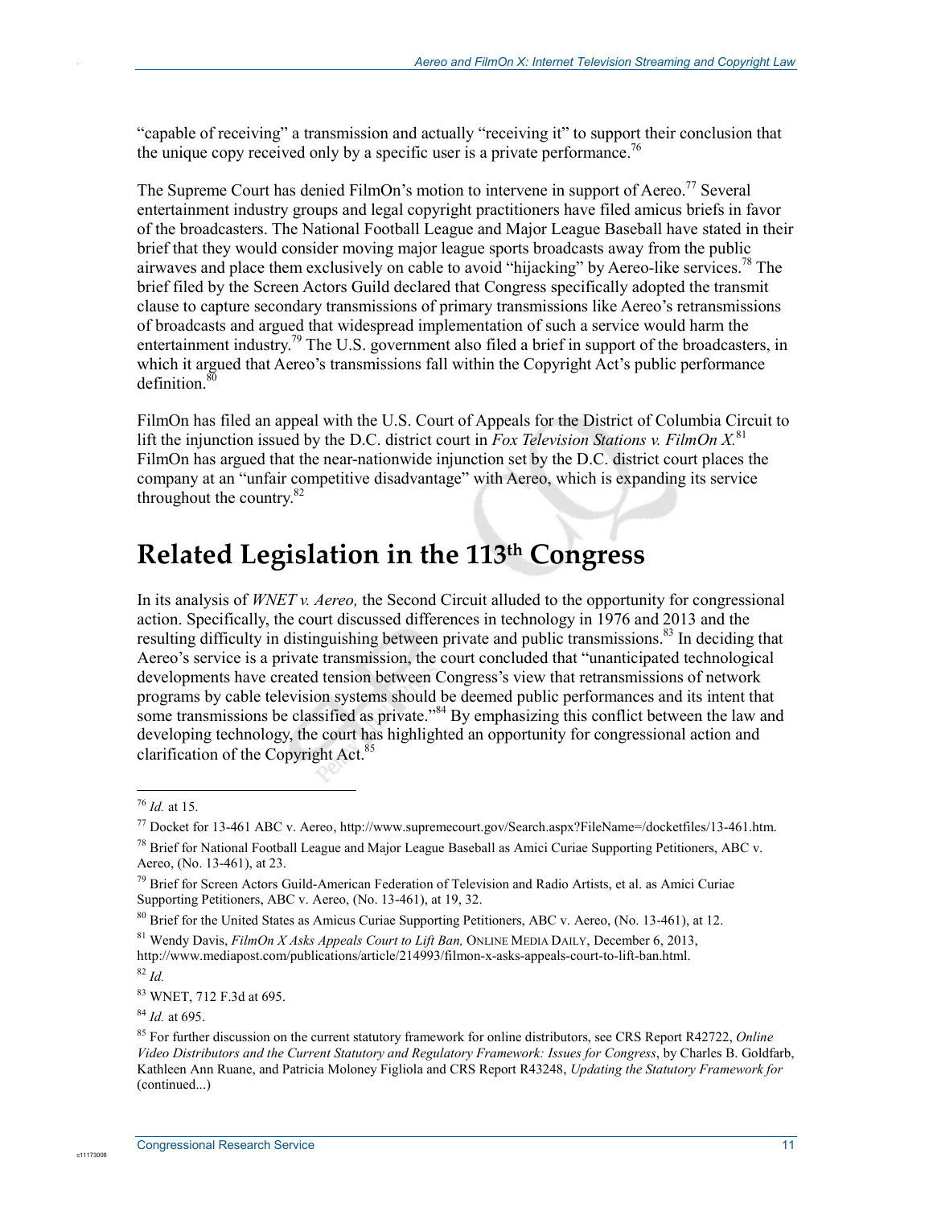"capable of receiving" a transmission and actually "receiving it" to support their conclusion that the unique copy received only by a specific user is a private performance.[76]

The Supreme Court has denied FilmOn's motion to intervene in support of Aereo.[77] Several entertainment industry groups and legal copyright practitioners have filed amicus briefs in favor of the broadcasters. The National Football League and Major League Baseball have stated in their brief that they would consider moving major league sports broadcasts away from the public airwaves and place them exclusively on cable to avoid "hijacking" by Aereo-like services.[78] The brief filed by the Screen Actors Guild declared that Congress specifically adopted the transmit clause to capture secondary transmissions of primary transmissions like Aereo's retransmissions of broadcasts and argued that widespread implementation of such a service would harm the entertainment industry.[79] The U.S. government also filed a brief in support of the broadcasters, in which it argued that Aereo's transmissions fall within the Copyright Act's public performance definition.[80]

FilmOn has filed an appeal with the U.S. Court of Appeals for the District of Columbia Circuit to lift the injunction issued by the D.C. district court in *Fox Television Stations v. FilmOn X*.[81] FilmOn has argued that the near-nationwide injunction set by the D.C. district court places the company at an "unfair competitive disadvantage" with Aereo, which is expanding its service throughout the country.[82]

# Related Legislation in the 113th Congress

In its analysis of *WNET v. Aereo,* the Second Circuit alluded to the opportunity for congressional action. Specifically, the court discussed differences in technology in 1976 and 2013 and the resulting difficulty in distinguishing between private and public transmissions.[83] In deciding that Aereo's service is a private transmission, the court concluded that "unanticipated technological developments have created tension between Congress's view that retransmissions of network programs by cable television systems should be deemed public performances and its intent that some transmissions be classified as private."[84] By emphasizing this conflict between the law and developing technology, the court has highlighted an opportunity for congressional action and clarification of the Copyright Act.[85]

---

[76] *Id.* at 15.

[77] Docket for 13-461 ABC v. Aereo, http://www.supremecourt.gov/Search.aspx?FileName=/docketfiles/13-461.htm.

[78] Brief for National Football League and Major League Baseball as Amici Curiae Supporting Petitioners, ABC v. Aereo, (No. 13-461), at 23.

[79] Brief for Screen Actors Guild-American Federation of Television and Radio Artists, et al. as Amici Curiae Supporting Petitioners, ABC v. Aereo, (No. 13-461), at 19, 32.

[80] Brief for the United States as Amicus Curiae Supporting Petitioners, ABC v. Aereo, (No. 13-461), at 12.

[81] Wendy Davis, *FilmOn X Asks Appeals Court to Lift Ban,* ONLINE MEDIA DAILY, December 6, 2013, http://www.mediapost.com/publications/article/214993/filmon-x-asks-appeals-court-to-lift-ban.html.

[82] *Id.*

[83] WNET, 712 F.3d at 695.

[84] *Id.* at 695.

[85] For further discussion on the current statutory framework for online distributors, see CRS Report R42722, *Online Video Distributors and the Current Statutory and Regulatory Framework: Issues for Congress*, by Charles B. Goldfarb, Kathleen Ann Ruane, and Patricia Moloney Figliola and CRS Report R43248, *Updating the Statutory Framework for* (continued...)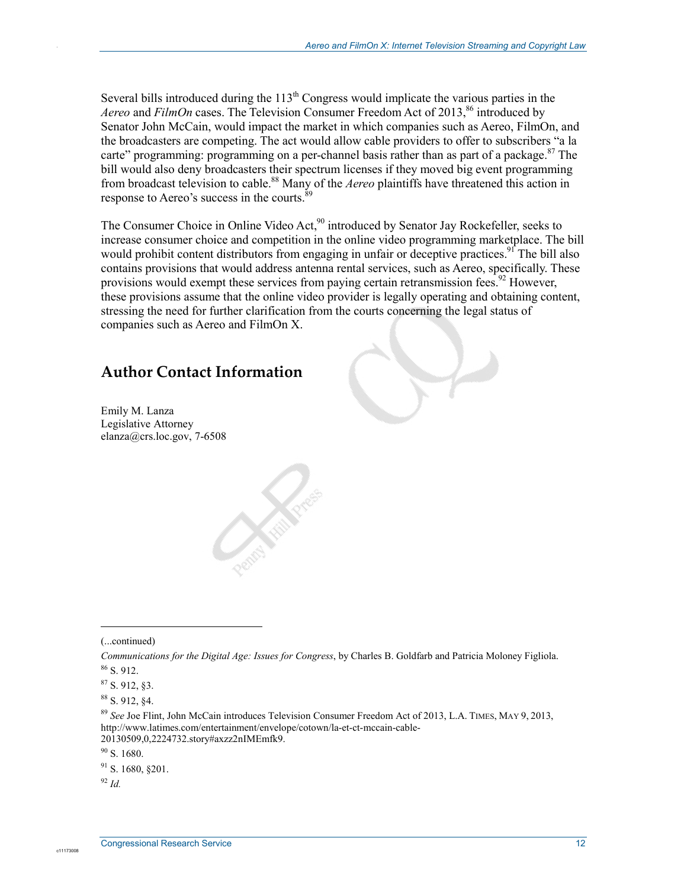Several bills introduced during the 113th Congress would implicate the various parties in the *Aereo* and *FilmOn* cases. The Television Consumer Freedom Act of 2013,[86] introduced by Senator John McCain, would impact the market in which companies such as Aereo, FilmOn, and the broadcasters are competing. The act would allow cable providers to offer to subscribers "a la carte" programming: programming on a per-channel basis rather than as part of a package.[87] The bill would also deny broadcasters their spectrum licenses if they moved big event programming from broadcast television to cable.[88] Many of the *Aereo* plaintiffs have threatened this action in response to Aereo's success in the courts.[89]

The Consumer Choice in Online Video Act,[90] introduced by Senator Jay Rockefeller, seeks to increase consumer choice and competition in the online video programming marketplace. The bill would prohibit content distributors from engaging in unfair or deceptive practices.[91] The bill also contains provisions that would address antenna rental services, such as Aereo, specifically. These provisions would exempt these services from paying certain retransmission fees.[92] However, these provisions assume that the online video provider is legally operating and obtaining content, stressing the need for further clarification from the courts concerning the legal status of companies such as Aereo and FilmOn X.

## Author Contact Information

Emily M. Lanza
Legislative Attorney
elanza@crs.loc.gov, 7-6508

---

(...continued)

*Communications for the Digital Age: Issues for Congress*, by Charles B. Goldfarb and Patricia Moloney Figliola.

[86] S. 912.

[87] S. 912, §3.

[88] S. 912, §4.

[89] *See* Joe Flint, John McCain introduces Television Consumer Freedom Act of 2013, L.A. TIMES, MAY 9, 2013, http://www.latimes.com/entertainment/envelope/cotown/la-et-ct-mccain-cable-20130509,0,2224732.story#axzz2nIMEmfk9.

[90] S. 1680.

[91] S. 1680, §201.

[92] *Id.*